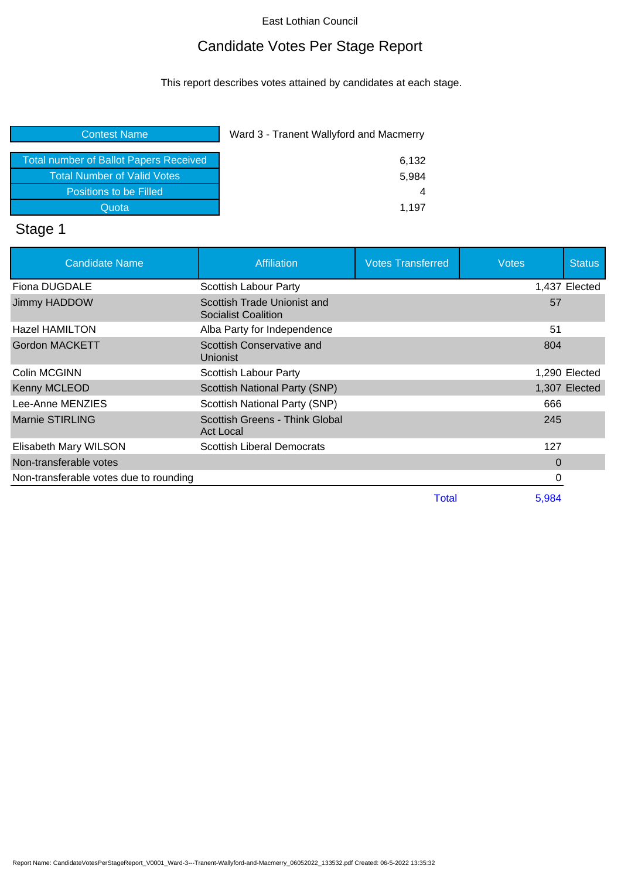East Lothian Council

# Candidate Votes Per Stage Report

This report describes votes attained by candidates at each stage.

| Contest Name | Ward 3 - Tranent Wallyford and Macmerry |
|---|---|
| Total number of Ballot Papers Received | 6,132 |
| Total Number of Valid Votes | 5,984 |
| Positions to be Filled | 4 |
| Quota | 1,197 |

## Stage 1

| Candidate Name | Affiliation | Votes Transferred | Votes | Status |
|---|---|---|---|---|
| Fiona DUGDALE | Scottish Labour Party | | 1,437 | Elected |
| Jimmy HADDOW | Scottish Trade Unionist and Socialist Coalition | | 57 | |
| Hazel HAMILTON | Alba Party for Independence | | 51 | |
| Gordon MACKETT | Scottish Conservative and Unionist | | 804 | |
| Colin MCGINN | Scottish Labour Party | | 1,290 | Elected |
| Kenny MCLEOD | Scottish National Party (SNP) | | 1,307 | Elected |
| Lee-Anne MENZIES | Scottish National Party (SNP) | | 666 | |
| Marnie STIRLING | Scottish Greens - Think Global Act Local | | 245 | |
| Elisabeth Mary WILSON | Scottish Liberal Democrats | | 127 | |
| Non-transferable votes | | | 0 | |
| Non-transferable votes due to rounding | | | 0 | |
| | | Total | 5,984 | |

Report Name: CandidateVotesPerStageReport_V0001_Ward-3---Tranent-Wallyford-and-Macmerry_06052022_133532.pdf Created: 06-5-2022 13:35:32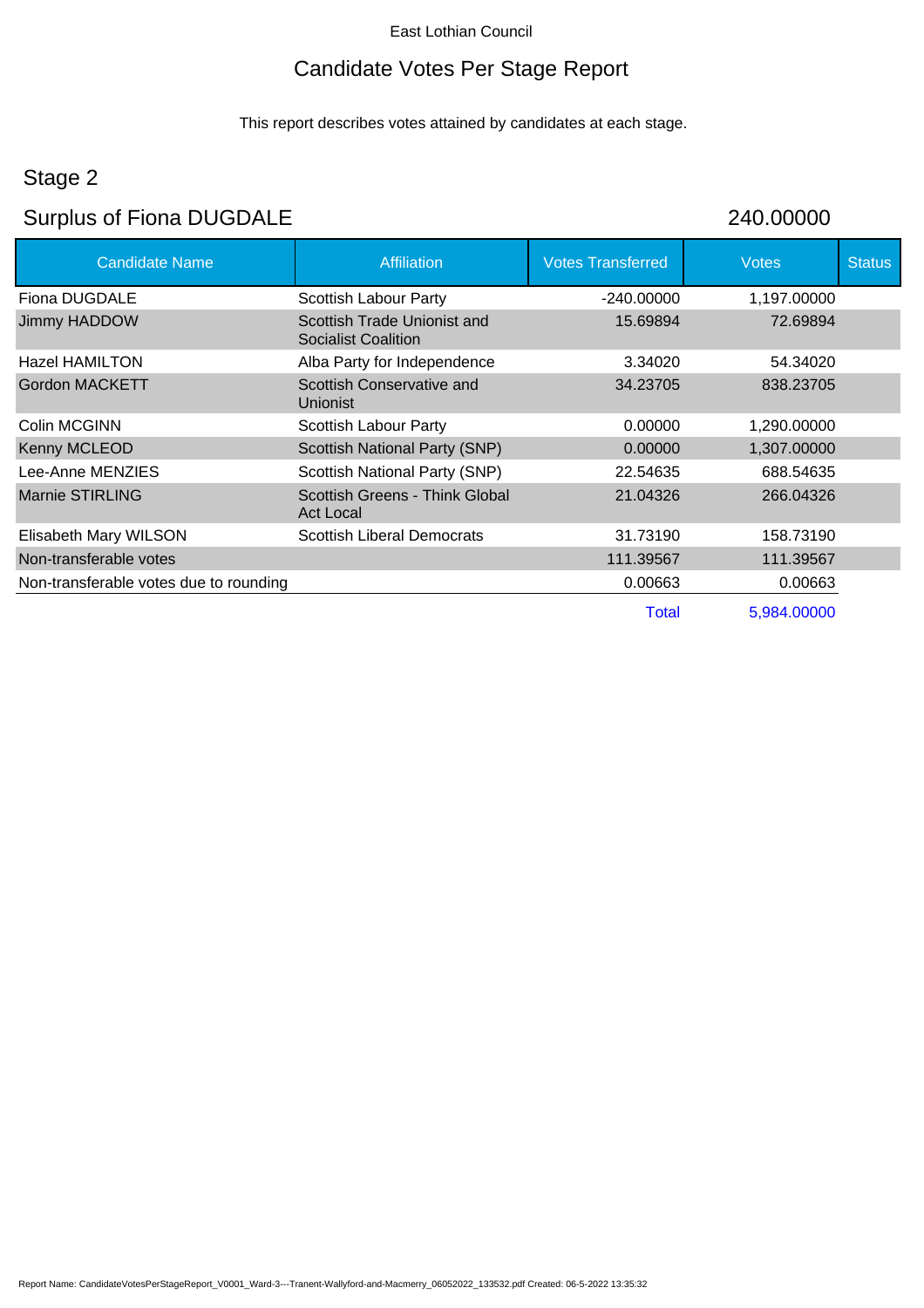East Lothian Council

# Candidate Votes Per Stage Report

This report describes votes attained by candidates at each stage.

## Stage 2

## Surplus of Fiona DUGDALE 240.00000

| Candidate Name | Affiliation | Votes Transferred | Votes | Status |
|---|---|---|---|---|
| Fiona DUGDALE | Scottish Labour Party | -240.00000 | 1,197.00000 | |
| Jimmy HADDOW | Scottish Trade Unionist and Socialist Coalition | 15.69894 | 72.69894 | |
| Hazel HAMILTON | Alba Party for Independence | 3.34020 | 54.34020 | |
| Gordon MACKETT | Scottish Conservative and Unionist | 34.23705 | 838.23705 | |
| Colin MCGINN | Scottish Labour Party | 0.00000 | 1,290.00000 | |
| Kenny MCLEOD | Scottish National Party (SNP) | 0.00000 | 1,307.00000 | |
| Lee-Anne MENZIES | Scottish National Party (SNP) | 22.54635 | 688.54635 | |
| Marnie STIRLING | Scottish Greens - Think Global Act Local | 21.04326 | 266.04326 | |
| Elisabeth Mary WILSON | Scottish Liberal Democrats | 31.73190 | 158.73190 | |
| Non-transferable votes | | 111.39567 | 111.39567 | |
| Non-transferable votes due to rounding | | 0.00663 | 0.00663 | |
| | | Total | 5,984.00000 | |

Report Name: CandidateVotesPerStageReport_V0001_Ward-3---Tranent-Wallyford-and-Macmerry_06052022_133532.pdf Created: 06-5-2022 13:35:32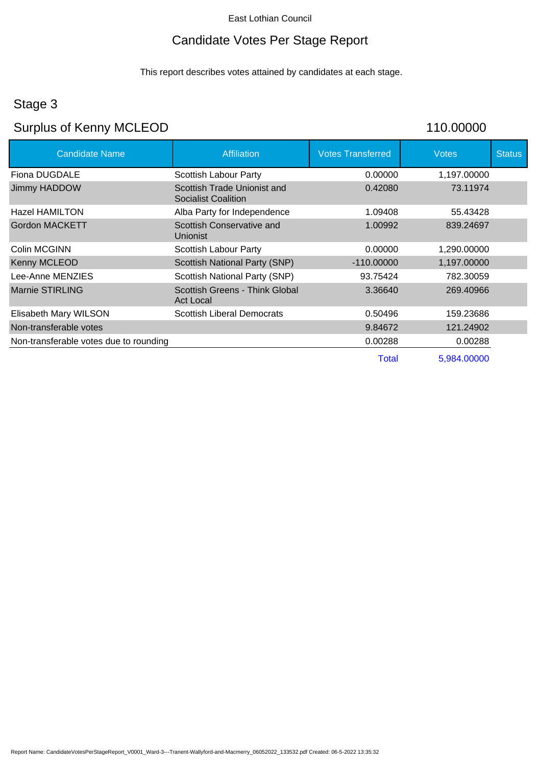East Lothian Council

# Candidate Votes Per Stage Report

This report describes votes attained by candidates at each stage.

## Stage 3

## Surplus of Kenny MCLEOD — 110.00000

| Candidate Name | Affiliation | Votes Transferred | Votes | Status |
|---|---|---|---|---|
| Fiona DUGDALE | Scottish Labour Party | 0.00000 | 1,197.00000 | |
| Jimmy HADDOW | Scottish Trade Unionist and Socialist Coalition | 0.42080 | 73.11974 | |
| Hazel HAMILTON | Alba Party for Independence | 1.09408 | 55.43428 | |
| Gordon MACKETT | Scottish Conservative and Unionist | 1.00992 | 839.24697 | |
| Colin MCGINN | Scottish Labour Party | 0.00000 | 1,290.00000 | |
| Kenny MCLEOD | Scottish National Party (SNP) | -110.00000 | 1,197.00000 | |
| Lee-Anne MENZIES | Scottish National Party (SNP) | 93.75424 | 782.30059 | |
| Marnie STIRLING | Scottish Greens - Think Global Act Local | 3.36640 | 269.40966 | |
| Elisabeth Mary WILSON | Scottish Liberal Democrats | 0.50496 | 159.23686 | |
| Non-transferable votes | | 9.84672 | 121.24902 | |
| Non-transferable votes due to rounding | | 0.00288 | 0.00288 | |
| | | Total | 5,984.00000 | |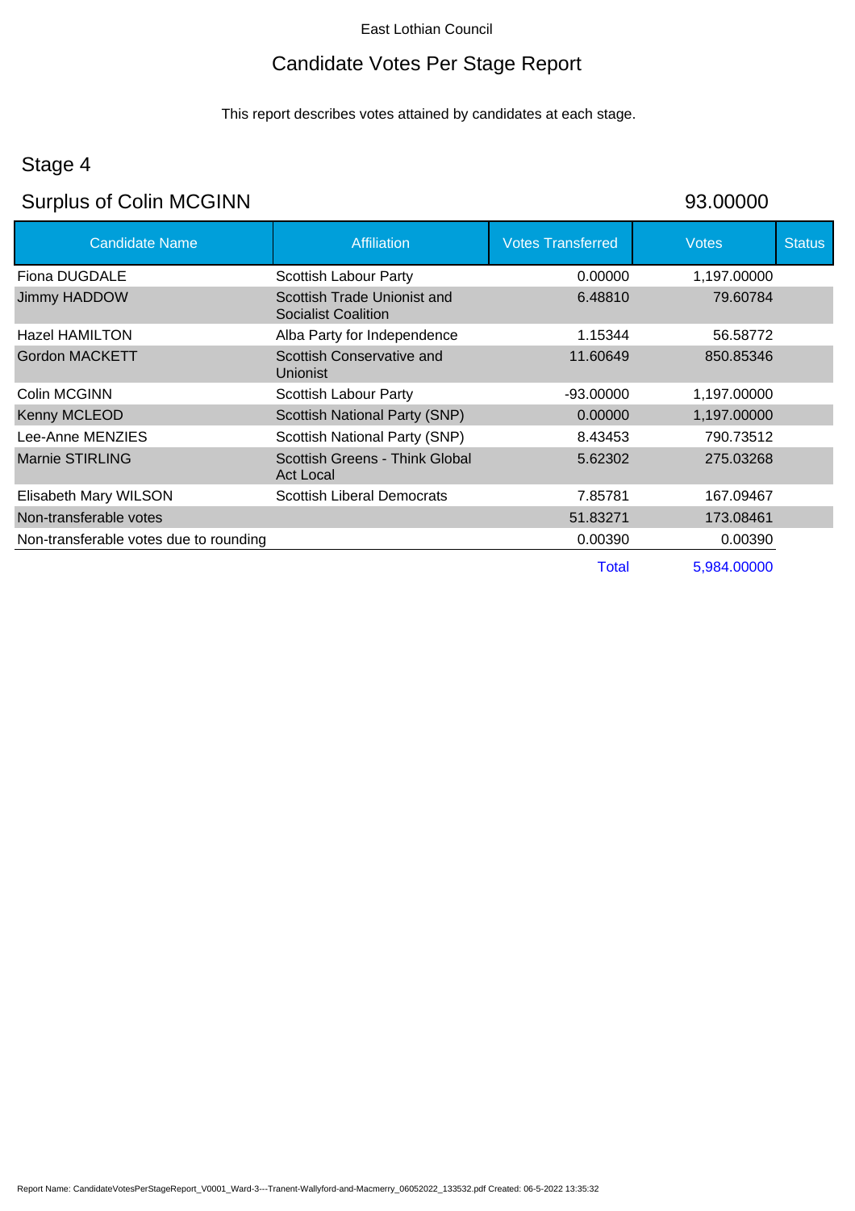East Lothian Council

# Candidate Votes Per Stage Report

This report describes votes attained by candidates at each stage.

## Stage 4

## Surplus of Colin MCGINN 93.00000

| Candidate Name | Affiliation | Votes Transferred | Votes | Status |
|---|---|---|---|---|
| Fiona DUGDALE | Scottish Labour Party | 0.00000 | 1,197.00000 | |
| Jimmy HADDOW | Scottish Trade Unionist and Socialist Coalition | 6.48810 | 79.60784 | |
| Hazel HAMILTON | Alba Party for Independence | 1.15344 | 56.58772 | |
| Gordon MACKETT | Scottish Conservative and Unionist | 11.60649 | 850.85346 | |
| Colin MCGINN | Scottish Labour Party | -93.00000 | 1,197.00000 | |
| Kenny MCLEOD | Scottish National Party (SNP) | 0.00000 | 1,197.00000 | |
| Lee-Anne MENZIES | Scottish National Party (SNP) | 8.43453 | 790.73512 | |
| Marnie STIRLING | Scottish Greens - Think Global Act Local | 5.62302 | 275.03268 | |
| Elisabeth Mary WILSON | Scottish Liberal Democrats | 7.85781 | 167.09467 | |
| Non-transferable votes | | 51.83271 | 173.08461 | |
| Non-transferable votes due to rounding | | 0.00390 | 0.00390 | |
| | | Total | 5,984.00000 | |

Report Name: CandidateVotesPerStageReport_V0001_Ward-3---Tranent-Wallyford-and-Macmerry_06052022_133532.pdf Created: 06-5-2022 13:35:32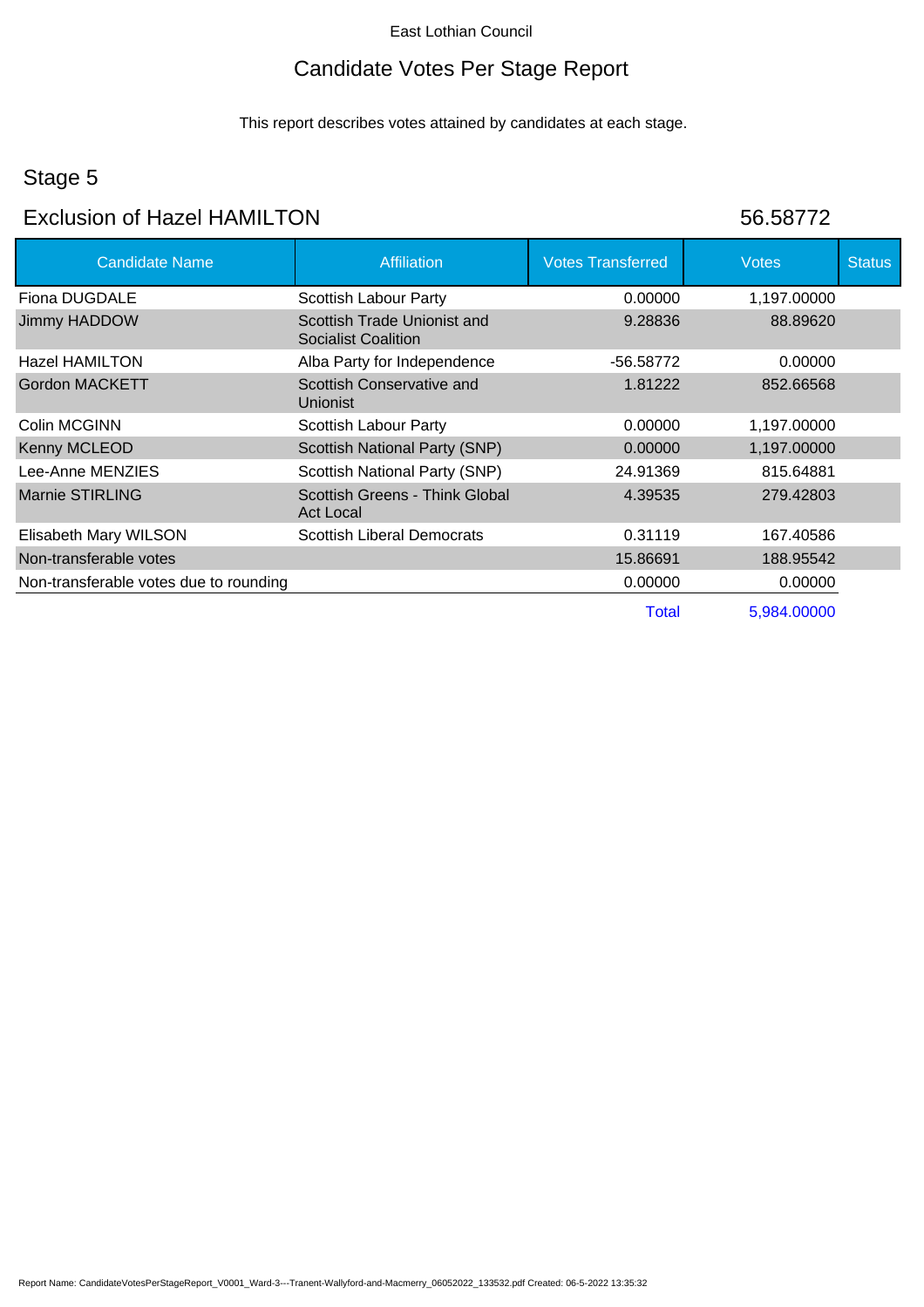East Lothian Council

# Candidate Votes Per Stage Report

This report describes votes attained by candidates at each stage.

## Stage 5

## Exclusion of Hazel HAMILTON 56.58772

| Candidate Name | Affiliation | Votes Transferred | Votes | Status |
|---|---|---|---|---|
| Fiona DUGDALE | Scottish Labour Party | 0.00000 | 1,197.00000 | |
| Jimmy HADDOW | Scottish Trade Unionist and Socialist Coalition | 9.28836 | 88.89620 | |
| Hazel HAMILTON | Alba Party for Independence | -56.58772 | 0.00000 | |
| Gordon MACKETT | Scottish Conservative and Unionist | 1.81222 | 852.66568 | |
| Colin MCGINN | Scottish Labour Party | 0.00000 | 1,197.00000 | |
| Kenny MCLEOD | Scottish National Party (SNP) | 0.00000 | 1,197.00000 | |
| Lee-Anne MENZIES | Scottish National Party (SNP) | 24.91369 | 815.64881 | |
| Marnie STIRLING | Scottish Greens - Think Global Act Local | 4.39535 | 279.42803 | |
| Elisabeth Mary WILSON | Scottish Liberal Democrats | 0.31119 | 167.40586 | |
| Non-transferable votes | | 15.86691 | 188.95542 | |
| Non-transferable votes due to rounding | | 0.00000 | 0.00000 | |
| | | Total | 5,984.00000 | |

Report Name: CandidateVotesPerStageReport_V0001_Ward-3---Tranent-Wallyford-and-Macmerry_06052022_133532.pdf Created: 06-5-2022 13:35:32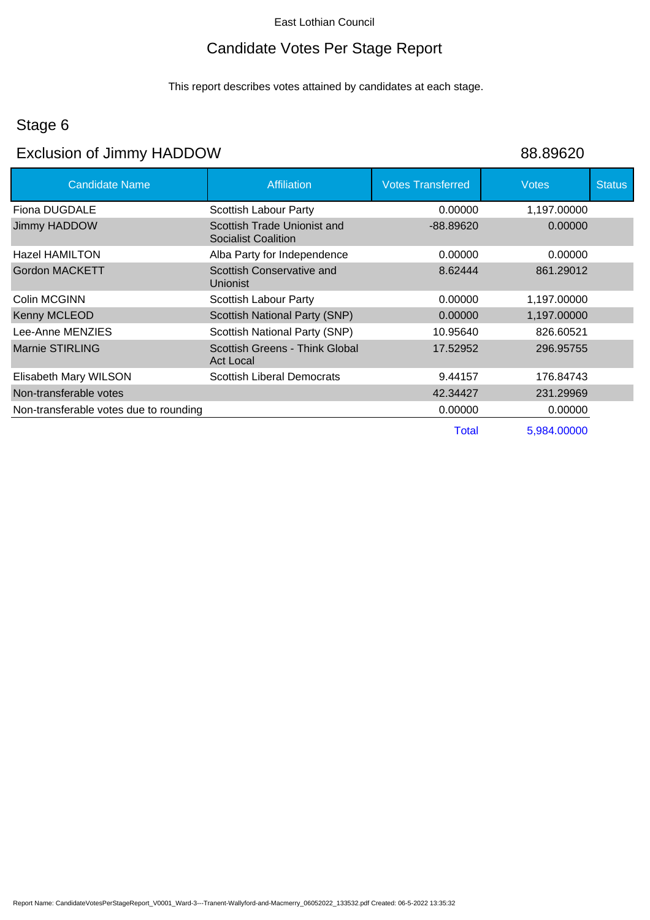East Lothian Council

# Candidate Votes Per Stage Report

This report describes votes attained by candidates at each stage.

## Stage 6

## Exclusion of Jimmy HADDOW 88.89620

| Candidate Name | Affiliation | Votes Transferred | Votes | Status |
|---|---|---|---|---|
| Fiona DUGDALE | Scottish Labour Party | 0.00000 | 1,197.00000 | |
| Jimmy HADDOW | Scottish Trade Unionist and Socialist Coalition | -88.89620 | 0.00000 | |
| Hazel HAMILTON | Alba Party for Independence | 0.00000 | 0.00000 | |
| Gordon MACKETT | Scottish Conservative and Unionist | 8.62444 | 861.29012 | |
| Colin MCGINN | Scottish Labour Party | 0.00000 | 1,197.00000 | |
| Kenny MCLEOD | Scottish National Party (SNP) | 0.00000 | 1,197.00000 | |
| Lee-Anne MENZIES | Scottish National Party (SNP) | 10.95640 | 826.60521 | |
| Marnie STIRLING | Scottish Greens - Think Global Act Local | 17.52952 | 296.95755 | |
| Elisabeth Mary WILSON | Scottish Liberal Democrats | 9.44157 | 176.84743 | |
| Non-transferable votes | | 42.34427 | 231.29969 | |
| Non-transferable votes due to rounding | | 0.00000 | 0.00000 | |
| | | Total | 5,984.00000 | |

Report Name: CandidateVotesPerStageReport_V0001_Ward-3---Tranent-Wallyford-and-Macmerry_06052022_133532.pdf Created: 06-5-2022 13:35:32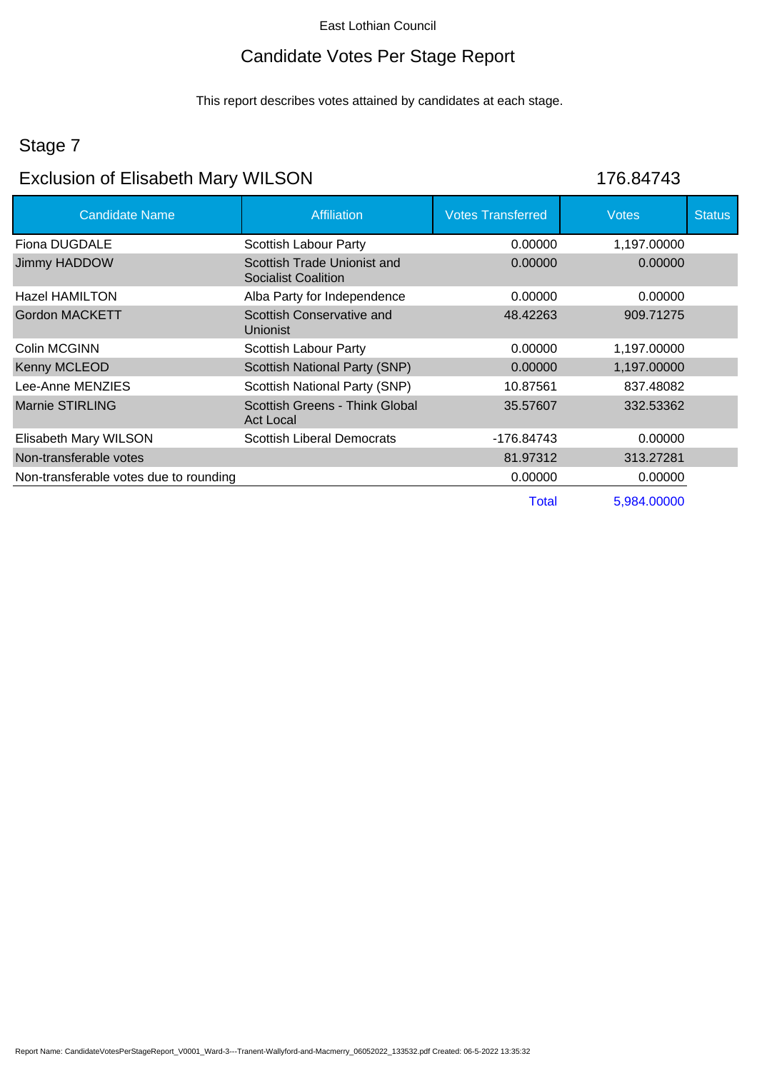East Lothian Council

# Candidate Votes Per Stage Report

This report describes votes attained by candidates at each stage.

## Stage 7

## Exclusion of Elisabeth Mary WILSON 176.84743

| Candidate Name | Affiliation | Votes Transferred | Votes | Status |
|---|---|---|---|---|
| Fiona DUGDALE | Scottish Labour Party | 0.00000 | 1,197.00000 | |
| Jimmy HADDOW | Scottish Trade Unionist and Socialist Coalition | 0.00000 | 0.00000 | |
| Hazel HAMILTON | Alba Party for Independence | 0.00000 | 0.00000 | |
| Gordon MACKETT | Scottish Conservative and Unionist | 48.42263 | 909.71275 | |
| Colin MCGINN | Scottish Labour Party | 0.00000 | 1,197.00000 | |
| Kenny MCLEOD | Scottish National Party (SNP) | 0.00000 | 1,197.00000 | |
| Lee-Anne MENZIES | Scottish National Party (SNP) | 10.87561 | 837.48082 | |
| Marnie STIRLING | Scottish Greens - Think Global Act Local | 35.57607 | 332.53362 | |
| Elisabeth Mary WILSON | Scottish Liberal Democrats | -176.84743 | 0.00000 | |
| Non-transferable votes | | 81.97312 | 313.27281 | |
| Non-transferable votes due to rounding | | 0.00000 | 0.00000 | |
| | | Total | 5,984.00000 | |

Report Name: CandidateVotesPerStageReport_V0001_Ward-3---Tranent-Wallyford-and-Macmerry_06052022_133532.pdf Created: 06-5-2022 13:35:32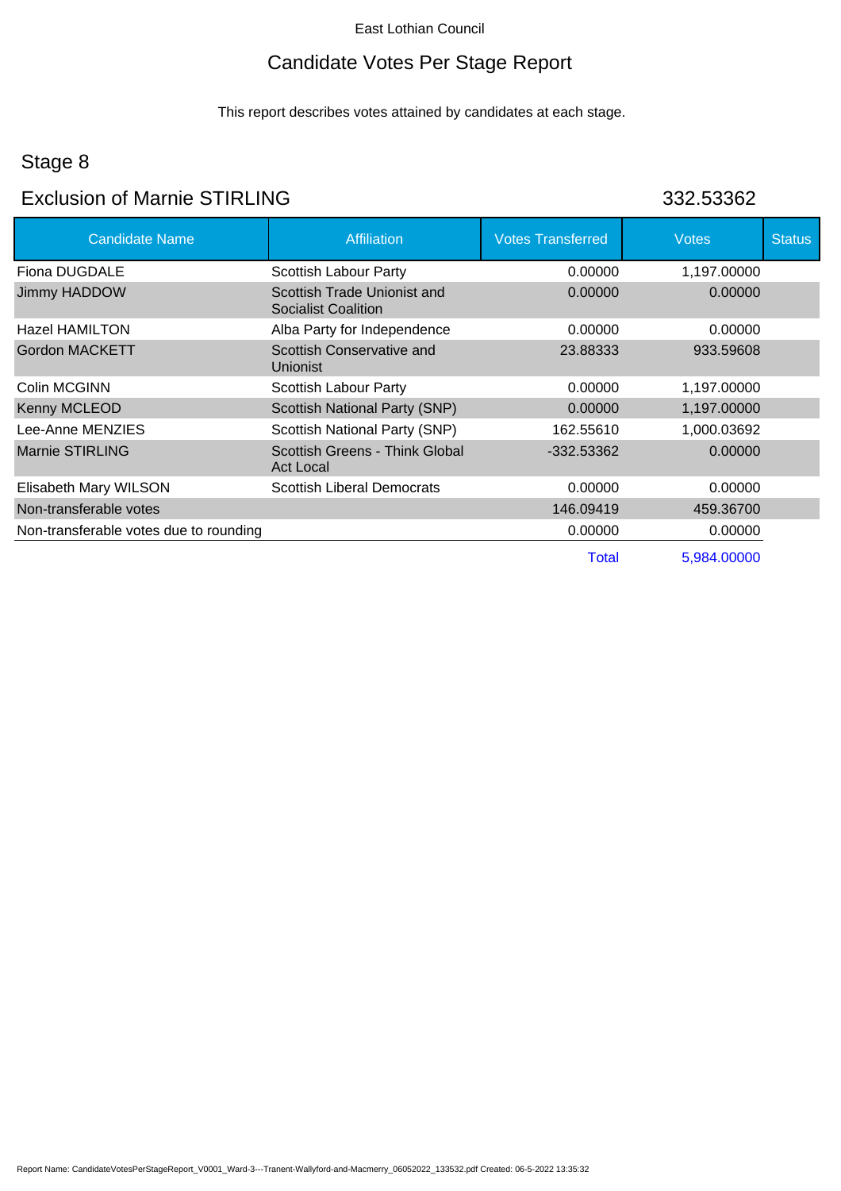East Lothian Council

# Candidate Votes Per Stage Report

This report describes votes attained by candidates at each stage.

## Stage 8

## Exclusion of Marnie STIRLING 332.53362

| Candidate Name | Affiliation | Votes Transferred | Votes | Status |
|---|---|---|---|---|
| Fiona DUGDALE | Scottish Labour Party | 0.00000 | 1,197.00000 | |
| Jimmy HADDOW | Scottish Trade Unionist and Socialist Coalition | 0.00000 | 0.00000 | |
| Hazel HAMILTON | Alba Party for Independence | 0.00000 | 0.00000 | |
| Gordon MACKETT | Scottish Conservative and Unionist | 23.88333 | 933.59608 | |
| Colin MCGINN | Scottish Labour Party | 0.00000 | 1,197.00000 | |
| Kenny MCLEOD | Scottish National Party (SNP) | 0.00000 | 1,197.00000 | |
| Lee-Anne MENZIES | Scottish National Party (SNP) | 162.55610 | 1,000.03692 | |
| Marnie STIRLING | Scottish Greens - Think Global Act Local | -332.53362 | 0.00000 | |
| Elisabeth Mary WILSON | Scottish Liberal Democrats | 0.00000 | 0.00000 | |
| Non-transferable votes | | 146.09419 | 459.36700 | |
| Non-transferable votes due to rounding | | 0.00000 | 0.00000 | |
| | | Total | 5,984.00000 | |

Report Name: CandidateVotesPerStageReport_V0001_Ward-3---Tranent-Wallyford-and-Macmerry_06052022_133532.pdf Created: 06-5-2022 13:35:32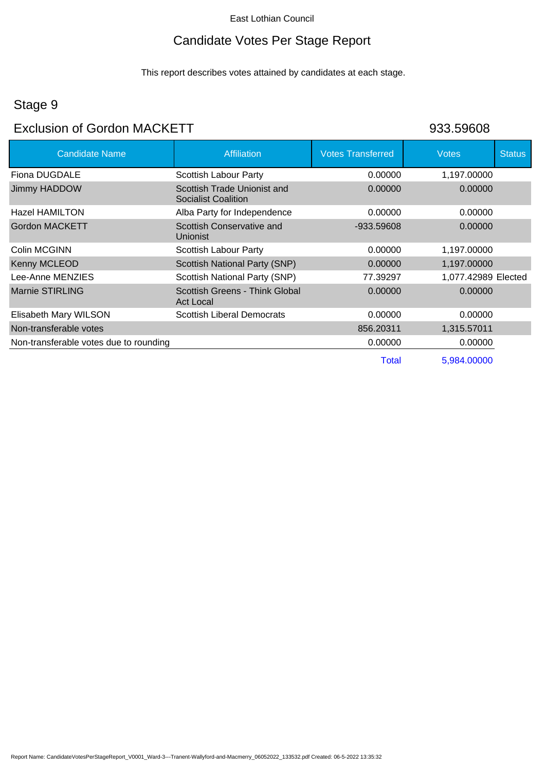East Lothian Council

# Candidate Votes Per Stage Report

This report describes votes attained by candidates at each stage.

## Stage 9

## Exclusion of Gordon MACKETT 933.59608

| Candidate Name | Affiliation | Votes Transferred | Votes | Status |
|---|---|---|---|---|
| Fiona DUGDALE | Scottish Labour Party | 0.00000 | 1,197.00000 | |
| Jimmy HADDOW | Scottish Trade Unionist and Socialist Coalition | 0.00000 | 0.00000 | |
| Hazel HAMILTON | Alba Party for Independence | 0.00000 | 0.00000 | |
| Gordon MACKETT | Scottish Conservative and Unionist | -933.59608 | 0.00000 | |
| Colin MCGINN | Scottish Labour Party | 0.00000 | 1,197.00000 | |
| Kenny MCLEOD | Scottish National Party (SNP) | 0.00000 | 1,197.00000 | |
| Lee-Anne MENZIES | Scottish National Party (SNP) | 77.39297 | 1,077.42989 | Elected |
| Marnie STIRLING | Scottish Greens - Think Global Act Local | 0.00000 | 0.00000 | |
| Elisabeth Mary WILSON | Scottish Liberal Democrats | 0.00000 | 0.00000 | |
| Non-transferable votes | | 856.20311 | 1,315.57011 | |
| Non-transferable votes due to rounding | | 0.00000 | 0.00000 | |
| | | Total | 5,984.00000 | |

Report Name: CandidateVotesPerStageReport_V0001_Ward-3---Tranent-Wallyford-and-Macmerry_06052022_133532.pdf Created: 06-5-2022 13:35:32